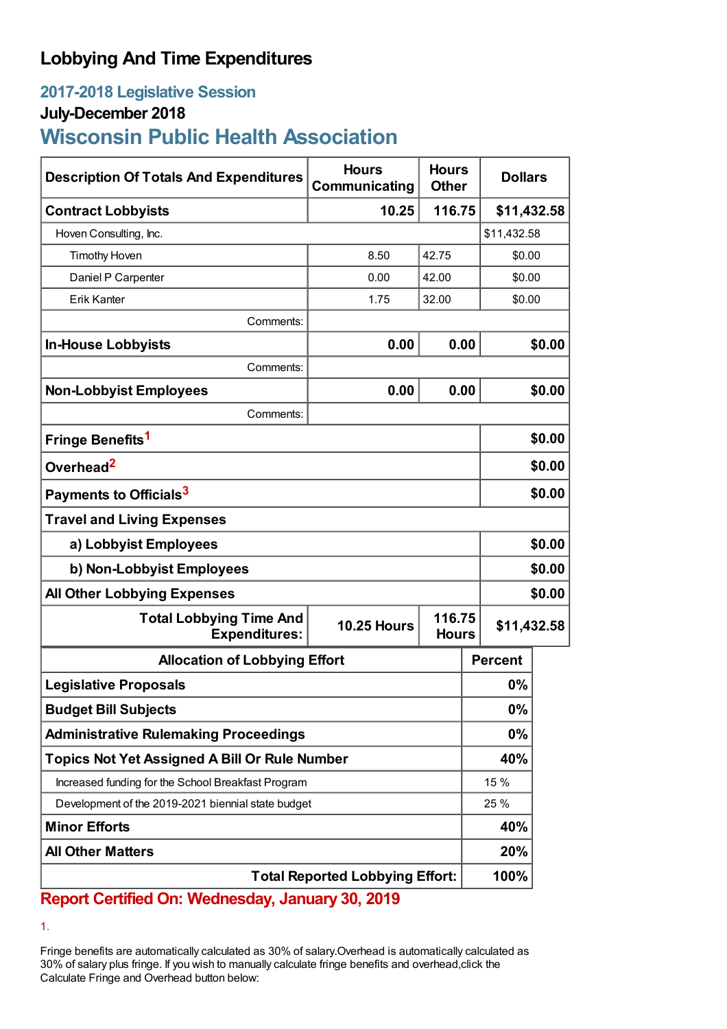# Lobbying And Time Expenditures

## 2017-2018 Legislative Session

### July-December 2018

## Wisconsin Public Health Association

| Description Of Totals And Expenditures | Hours Communicating | Hours Other | Dollars |
|---|---|---|---|
| **Contract Lobbyists** | **10.25** | **116.75** | **$11,432.58** |
| Hoven Consulting, Inc. | | | $11,432.58 |
| Timothy Hoven | 8.50 | 42.75 | $0.00 |
| Daniel P Carpenter | 0.00 | 42.00 | $0.00 |
| Erik Kanter | 1.75 | 32.00 | $0.00 |
| Comments: | | | |
| **In-House Lobbyists** | **0.00** | **0.00** | **$0.00** |
| Comments: | | | |
| **Non-Lobbyist Employees** | **0.00** | **0.00** | **$0.00** |
| Comments: | | | |
| **Fringe Benefits**[1] | | | **$0.00** |
| **Overhead**[2] | | | **$0.00** |
| **Payments to Officials**[3] | | | **$0.00** |
| **Travel and Living Expenses** | | | |
| **a) Lobbyist Employees** | | | **$0.00** |
| **b) Non-Lobbyist Employees** | | | **$0.00** |
| **All Other Lobbying Expenses** | | | **$0.00** |
| **Total Lobbying Time And Expenditures:** | **10.25 Hours** | **116.75 Hours** | **$11,432.58** |

| Allocation of Lobbying Effort | Percent |
|---|---|
| **Legislative Proposals** | **0%** |
| **Budget Bill Subjects** | **0%** |
| **Administrative Rulemaking Proceedings** | **0%** |
| **Topics Not Yet Assigned A Bill Or Rule Number** | **40%** |
| Increased funding for the School Breakfast Program | 15 % |
| Development of the 2019-2021 biennial state budget | 25 % |
| **Minor Efforts** | **40%** |
| **All Other Matters** | **20%** |
| **Total Reported Lobbying Effort:** | **100%** |

**Report Certified On: Wednesday, January 30, 2019**

1.

Fringe benefits are automatically calculated as 30% of salary.Overhead is automatically calculated as 30% of salary plus fringe. If you wish to manually calculate fringe benefits and overhead,click the Calculate Fringe and Overhead button below: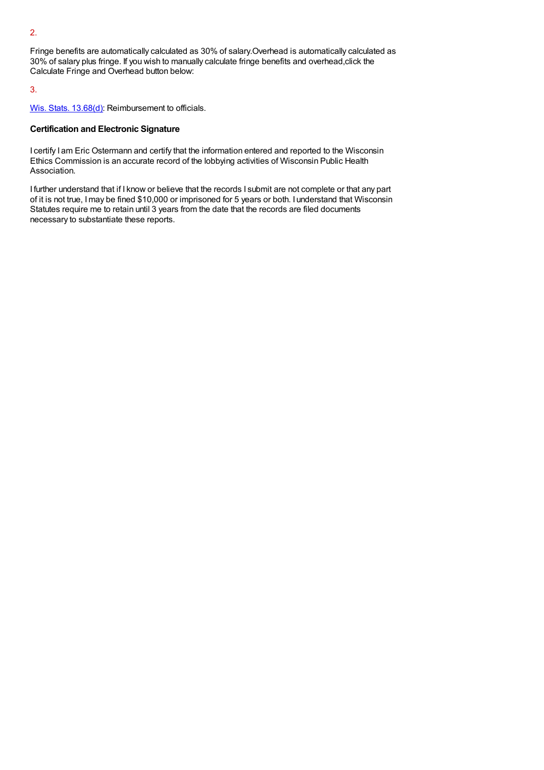2.

Fringe benefits are automatically calculated as 30% of salary.Overhead is automatically calculated as 30% of salary plus fringe. If you wish to manually calculate fringe benefits and overhead,click the Calculate Fringe and Overhead button below:

3.

Wis. Stats. 13.68(d): Reimbursement to officials.

**Certification and Electronic Signature**

I certify I am Eric Ostermann and certify that the information entered and reported to the Wisconsin Ethics Commission is an accurate record of the lobbying activities of Wisconsin Public Health Association.

I further understand that if I know or believe that the records I submit are not complete or that any part of it is not true, I may be fined $10,000 or imprisoned for 5 years or both. I understand that Wisconsin Statutes require me to retain until 3 years from the date that the records are filed documents necessary to substantiate these reports.